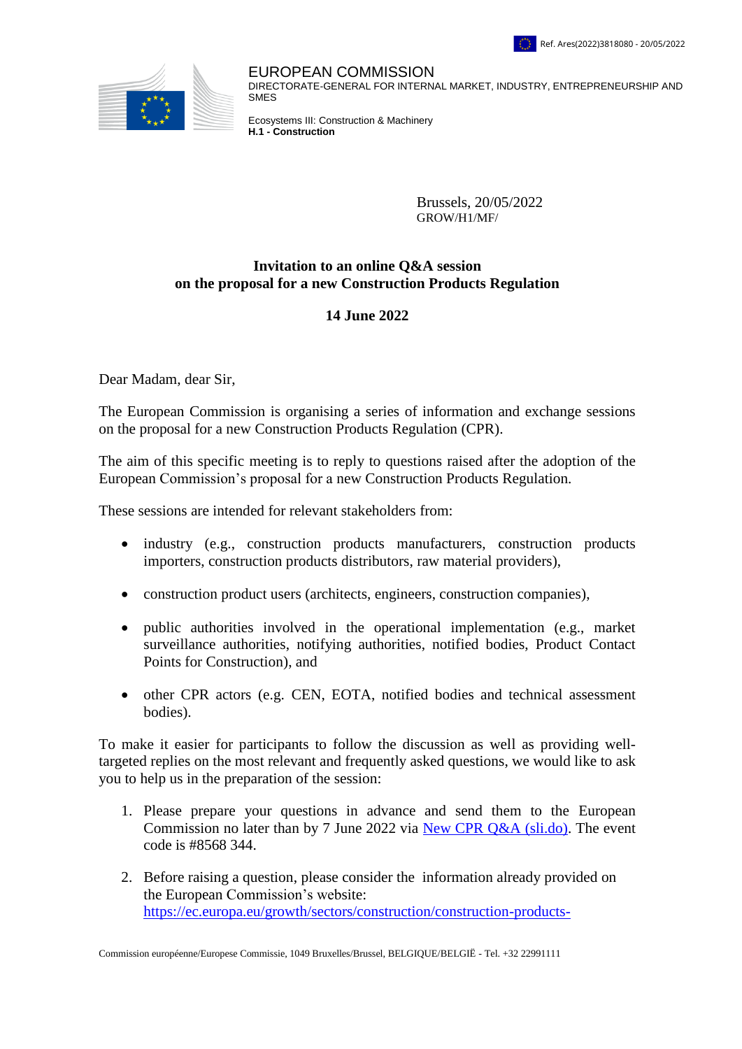Ref. Ares(2022)3818080 - 20/05/2022

EUROPEAN COMMISSION
DIRECTORATE-GENERAL FOR INTERNAL MARKET, INDUSTRY, ENTREPRENEURSHIP AND SMES

Ecosystems III: Construction & Machinery
**H.1 - Construction**

Brussels, 20/05/2022
GROW/H1/MF/

**Invitation to an online Q&A session
on the proposal for a new Construction Products Regulation**

**14 June 2022**

Dear Madam, dear Sir,

The European Commission is organising a series of information and exchange sessions on the proposal for a new Construction Products Regulation (CPR).

The aim of this specific meeting is to reply to questions raised after the adoption of the European Commission's proposal for a new Construction Products Regulation.

These sessions are intended for relevant stakeholders from:

- industry (e.g., construction products manufacturers, construction products importers, construction products distributors, raw material providers),
- construction product users (architects, engineers, construction companies),
- public authorities involved in the operational implementation (e.g., market surveillance authorities, notifying authorities, notified bodies, Product Contact Points for Construction), and
- other CPR actors (e.g. CEN, EOTA, notified bodies and technical assessment bodies).

To make it easier for participants to follow the discussion as well as providing well-targeted replies on the most relevant and frequently asked questions, we would like to ask you to help us in the preparation of the session:

1. Please prepare your questions in advance and send them to the European Commission no later than by 7 June 2022 via New CPR Q&A (sli.do). The event code is #8568 344.
2. Before raising a question, please consider the information already provided on the European Commission's website: https://ec.europa.eu/growth/sectors/construction/construction-products-

Commission européenne/Europese Commissie, 1049 Bruxelles/Brussel, BELGIQUE/BELGIË - Tel. +32 22991111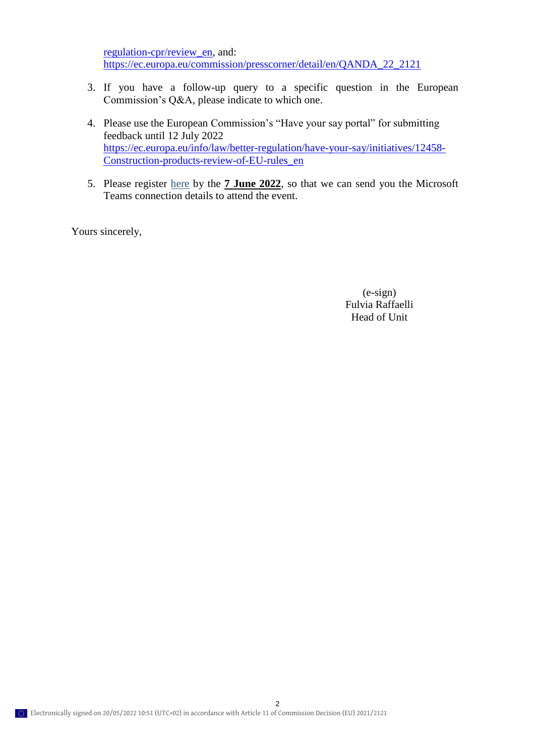regulation-cpr/review_en, and:
https://ec.europa.eu/commission/presscorner/detail/en/QANDA_22_2121

3. If you have a follow-up query to a specific question in the European Commission's Q&A, please indicate to which one.

4. Please use the European Commission's "Have your say portal" for submitting feedback until 12 July 2022
https://ec.europa.eu/info/law/better-regulation/have-your-say/initiatives/12458-Construction-products-review-of-EU-rules_en

5. Please register here by the **7 June 2022**, so that we can send you the Microsoft Teams connection details to attend the event.

Yours sincerely,

(e-sign)
Fulvia Raffaelli
Head of Unit

Electronically signed on 20/05/2022 10:51 (UTC+02) in accordance with Article 11 of Commission Decision (EU) 2021/2121